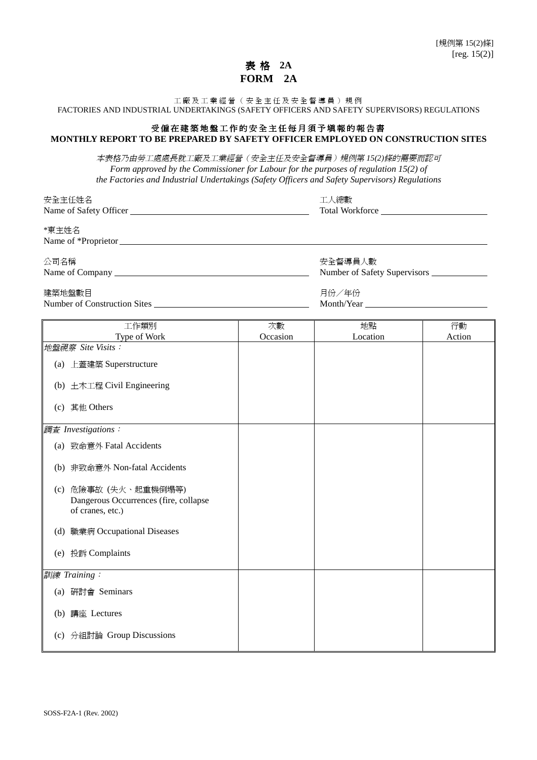[規例第 15(2)條]
[reg. 15(2)]

# 表格 2A
# FORM 2A

工廠及工業經營（安全主任及安全督導員）規例
FACTORIES AND INDUSTRIAL UNDERTAKINGS (SAFETY OFFICERS AND SAFETY SUPERVISORS) REGULATIONS

## 受僱在建築地盤工作的安全主任每月須予填報的報告書
## MONTHLY REPORT TO BE PREPARED BY SAFETY OFFICER EMPLOYED ON CONSTRUCTION SITES

*本表格乃由勞工處處長就工廠及工業經營（安全主任及安全督導員）規例第 15(2)條的需要而認可*
*Form approved by the Commissioner for Labour for the purposes of regulation 15(2) of the Factories and Industrial Undertakings (Safety Officers and Safety Supervisors) Regulations*

安全主任姓名
Name of Safety Officer ____________________

工人總數
Total Workforce ____________________

\*東主姓名
Name of \*Proprietor ____________________

公司名稱
Name of Company ____________________

安全督導員人數
Number of Safety Supervisors ____________________

建築地盤數目
Number of Construction Sites ____________________

月份／年份
Month/Year ____________________

| 工作類別<br>Type of Work | 次數<br>Occasion | 地點<br>Location | 行動<br>Action |
|---|---|---|---|
| *地盤視察 Site Visits：* | | | |
| (a) 上蓋建築 Superstructure | | | |
| (b) 土木工程 Civil Engineering | | | |
| (c) 其他 Others | | | |
| *調查 Investigations：* | | | |
| (a) 致命意外 Fatal Accidents | | | |
| (b) 非致命意外 Non-fatal Accidents | | | |
| (c) 危險事故 (失火、起重機倒塌等) Dangerous Occurrences (fire, collapse of cranes, etc.) | | | |
| (d) 職業病 Occupational Diseases | | | |
| (e) 投訴 Complaints | | | |
| *訓練 Training：* | | | |
| (a) 研討會 Seminars | | | |
| (b) 講座 Lectures | | | |
| (c) 分組討論 Group Discussions | | | |

SOSS-F2A-1 (Rev. 2002)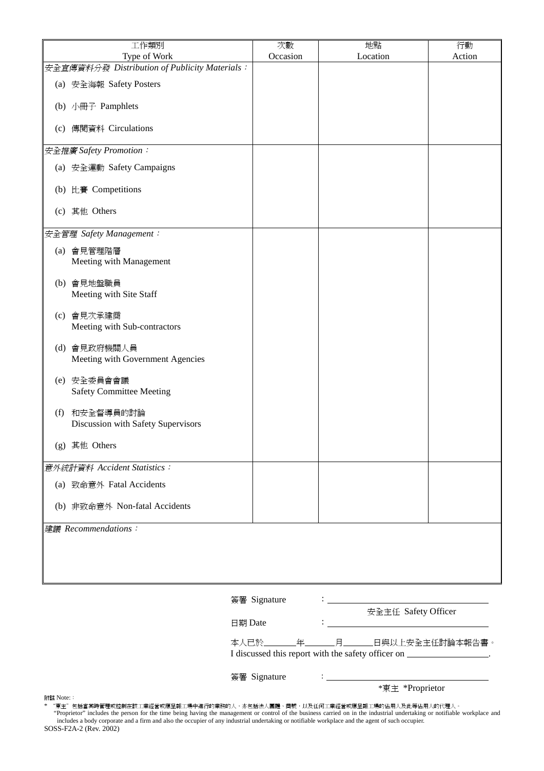| 工作類別<br>Type of Work | 次數<br>Occasion | 地點<br>Location | 行動<br>Action |
|---|---|---|---|
| *安全宣傳資料分發 Distribution of Publicity Materials：* | | | |
| (a) 安全海報 Safety Posters | | | |
| (b) 小冊子 Pamphlets | | | |
| (c) 傳閱資料 Circulations | | | |
| *安全推廣 Safety Promotion：* | | | |
| (a) 安全運動 Safety Campaigns | | | |
| (b) 比賽 Competitions | | | |
| (c) 其他 Others | | | |
| *安全管理 Safety Management：* | | | |
| (a) 會見管理階層<br>Meeting with Management | | | |
| (b) 會見地盤職員<br>Meeting with Site Staff | | | |
| (c) 會見次承建商<br>Meeting with Sub-contractors | | | |
| (d) 會見政府機關人員<br>Meeting with Government Agencies | | | |
| (e) 安全委員會會議<br>Safety Committee Meeting | | | |
| (f) 和安全督導員的討論<br>Discussion with Safety Supervisors | | | |
| (g) 其他 Others | | | |
| *意外統計資料 Accident Statistics：* | | | |
| (a) 致命意外 Fatal Accidents | | | |
| (b) 非致命意外 Non-fatal Accidents | | | |
| *建議 Recommendations：* | | | |

簽署 Signature : ______________________

安全主任 Safety Officer

日期 Date : ______________________

本人已於______年______月______日與以上安全主任討論本報告書。
I discussed this report with the safety officer on ______________.

簽署 Signature : ______________________

*東主 *Proprietor

附註 Note:：

\* "東主"包括當其時管理或控制在該工業經營或應呈報工場中進行的業務的人，亦包括法人團體、商號，以及任何工業經營或應呈報工場的佔用人及此等佔用人的代理人。
"Proprietor" includes the person for the time being having the management or control of the business carried on in the industrial undertaking or notifiable workplace and includes a body corporate and a firm and also the occupier of any industrial undertaking or notifiable workplace and the agent of such occupier.

SOSS-F2A-2 (Rev. 2002)